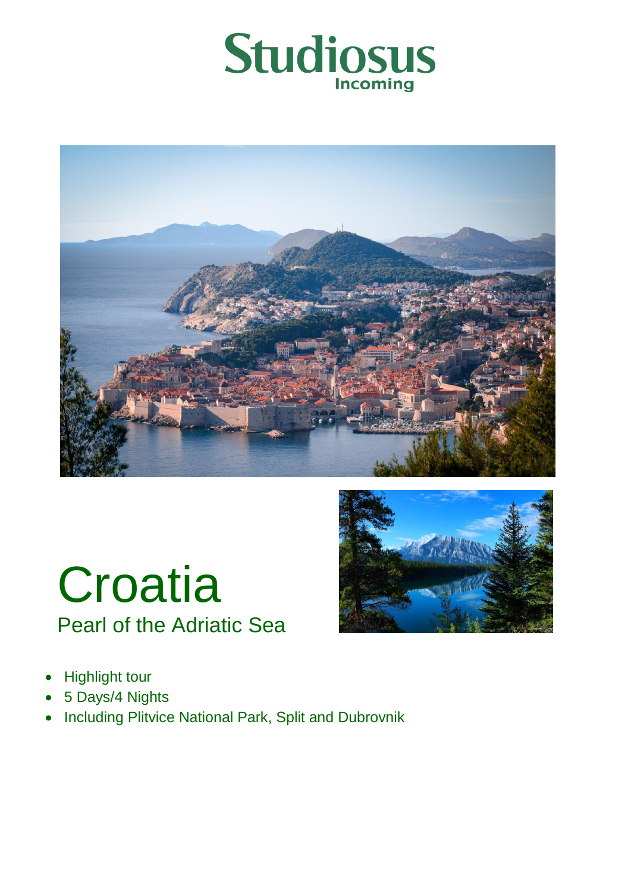Studiosus
Incoming

# Croatia

## Pearl of the Adriatic Sea

- Highlight tour
- 5 Days/4 Nights
- Including Plitvice National Park, Split and Dubrovnik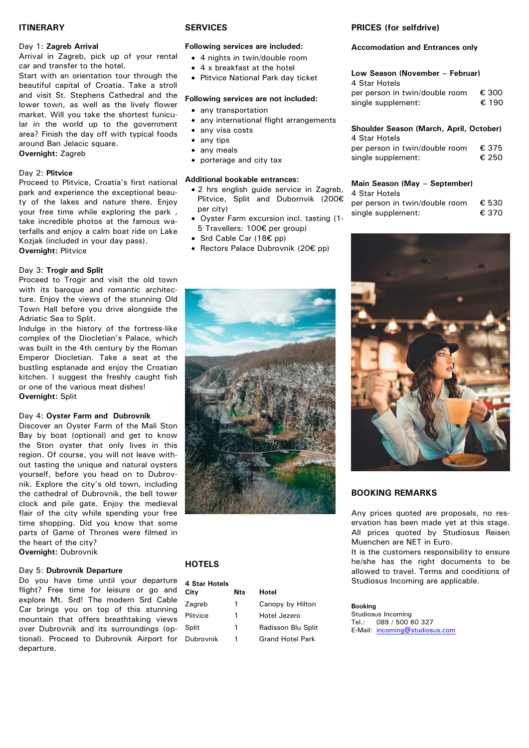## ITINERARY

Day 1: **Zagreb Arrival**
Arrival in Zagreb, pick up of your rental car and transfer to the hotel.
Start with an orientation tour through the beautiful capital of Croatia. Take a stroll and visit St. Stephens Cathedral and the lower town, as well as the lively flower market. Will you take the shortest funicular in the world up to the government area? Finish the day off with typical foods around Ban Jelacic square.
**Overnight:** Zagreb

Day 2: **Plitvice**
Proceed to Plitvice, Croatia's first national park and experience the exceptional beauty of the lakes and nature there. Enjoy your free time while exploring the park , take incredible photos at the famous waterfalls and enjoy a calm boat ride on Lake Kozjak (included in your day pass).
**Overnight:** Plitvice

Day 3: **Trogir and Split**
Proceed to Trogir and visit the old town with its baroque and romantic architecture. Enjoy the views of the stunning Old Town Hall before you drive alongside the Adriatic Sea to Split.
Indulge in the history of the fortress-like complex of the Diocletian's Palace, which was built in the 4th century by the Roman Emperor Diocletian. Take a seat at the bustling esplanade and enjoy the Croatian kitchen. I suggest the freshly caught fish or one of the various meat dishes!
**Overnight:** Split

Day 4: **Oyster Farm and Dubrovnik**
Discover an Oyster Farm of the Mali Ston Bay by boat (optional) and get to know the Ston oyster that only lives in this region. Of course, you will not leave without tasting the unique and natural oysters yourself, before you head on to Dubrovnik. Explore the city's old town, including the cathedral of Dubrovnik, the bell tower clock and pile gate. Enjoy the medieval flair of the city while spending your free time shopping. Did you know that some parts of Game of Thrones were filmed in the heart of the city?
**Overnight:** Dubrovnik

Day 5: **Dubrovnik Departure**
Do you have time until your departure flight? Free time for leisure or go and explore Mt. Srd! The modern Srd Cable Car brings you on top of this stunning mountain that offers breathtaking views over Dubrovnik and its surroundings (optional). Proceed to Dubrovnik Airport for departure.

## SERVICES

**Following services are included:**

- 4 nights in twin/double room
- 4 x breakfast at the hotel
- Plitvice National Park day ticket

**Following services are not included:**

- any transportation
- any international flight arrangements
- any visa costs
- any tips
- any meals
- porterage and city tax

**Additional bookable entrances:**

- 2 hrs english guide service in Zagreb, Plitvice, Split and Dubornvik (200€ per city)
- Oyster Farm excursion incl. tasting (1-5 Travellers: 100€ per group)
- Srd Cable Car (18€ pp)
- Rectors Palace Dubrovnik (20€ pp)

## HOTELS

**4 Star Hotels**

| City | Nts | Hotel |
|---|---|---|
| Zagreb | 1 | Canopy by Hilton |
| Plitvice | 1 | Hotel Jezero |
| Split | 1 | Radisson Blu Split |
| Dubrovnik | 1 | Grand Hotel Park |

## PRICES (for selfdrive)

**Accomodation and Entrances only**

**Low Season (November – Februar)**
4 Star Hotels

| | |
|---|---|
| per person in twin/double room | € 300 |
| single supplement: | € 190 |

**Shoulder Season (March, April, October)**
4 Star Hotels

| | |
|---|---|
| per person in twin/double room | € 375 |
| single supplement: | € 250 |

**Main Season (May – September)**
4 Star Hotels

| | |
|---|---|
| per person in twin/double room | € 530 |
| single supplement: | € 370 |

## BOOKING REMARKS

Any prices quoted are proposals, no reservation has been made yet at this stage. All prices quoted by Studiosus Reisen Muenchen are NET in Euro.
It is the customers responsibility to ensure he/she has the right documents to be allowed to travel. Terms and conditions of Studiosus Incoming are applicable.

**Booking**
Studiosus Incoming
Tel.: 089 / 500 60 327
E-Mail: incoming@studiosus.com